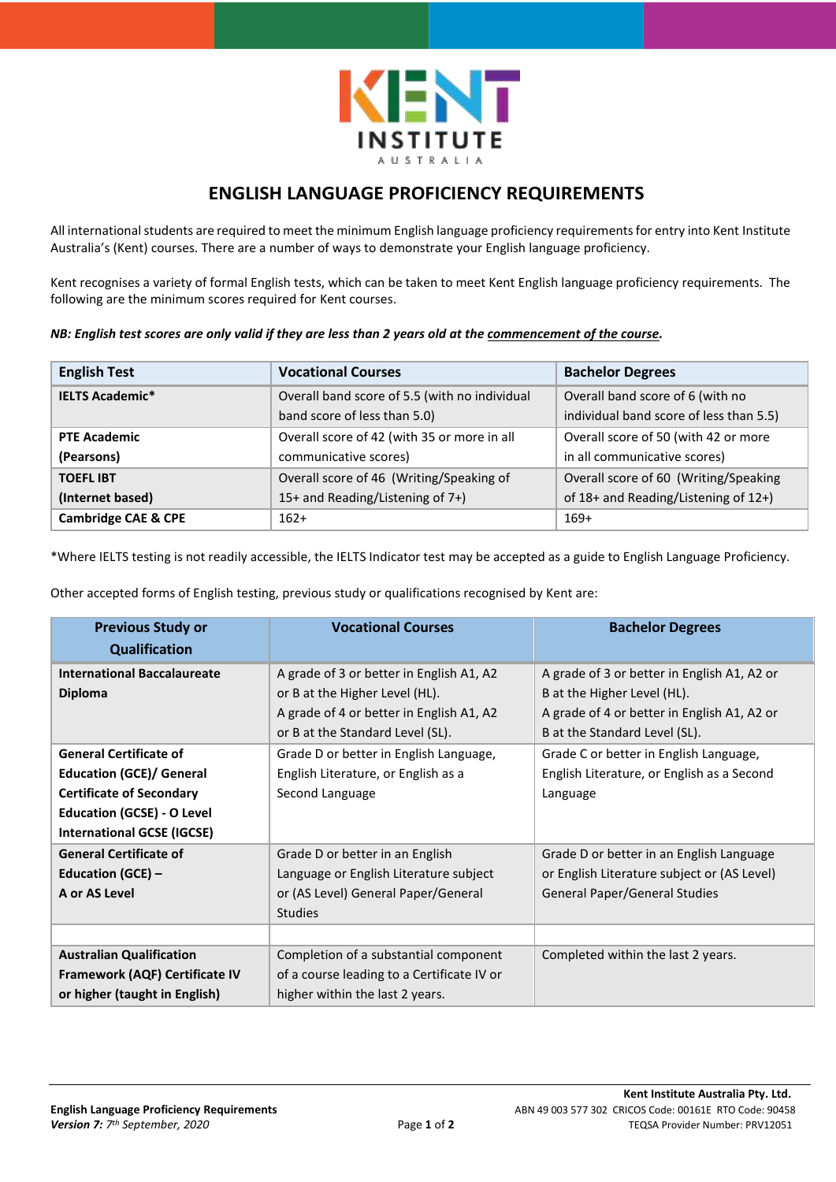# ENGLISH LANGUAGE PROFICIENCY REQUIREMENTS

All international students are required to meet the minimum English language proficiency requirements for entry into Kent Institute Australia's (Kent) courses. There are a number of ways to demonstrate your English language proficiency.

Kent recognises a variety of formal English tests, which can be taken to meet Kent English language proficiency requirements. The following are the minimum scores required for Kent courses.

***NB: English test scores are only valid if they are less than 2 years old at the commencement of the course.***

| English Test | Vocational Courses | Bachelor Degrees |
|---|---|---|
| **IELTS Academic*** | Overall band score of 5.5 (with no individual band score of less than 5.0) | Overall band score of 6 (with no individual band score of less than 5.5) |
| **PTE Academic (Pearsons)** | Overall score of 42 (with 35 or more in all communicative scores) | Overall score of 50 (with 42 or more in all communicative scores) |
| **TOEFL IBT (Internet based)** | Overall score of 46 (Writing/Speaking of 15+ and Reading/Listening of 7+) | Overall score of 60 (Writing/Speaking of 18+ and Reading/Listening of 12+) |
| **Cambridge CAE & CPE** | 162+ | 169+ |

*Where IELTS testing is not readily accessible, the IELTS Indicator test may be accepted as a guide to English Language Proficiency.

Other accepted forms of English testing, previous study or qualifications recognised by Kent are:

| Previous Study or Qualification | Vocational Courses | Bachelor Degrees |
|---|---|---|
| **International Baccalaureate Diploma** | A grade of 3 or better in English A1, A2 or B at the Higher Level (HL). A grade of 4 or better in English A1, A2 or B at the Standard Level (SL). | A grade of 3 or better in English A1, A2 or B at the Higher Level (HL). A grade of 4 or better in English A1, A2 or B at the Standard Level (SL). |
| **General Certificate of Education (GCE)/ General Certificate of Secondary Education (GCSE) - O Level International GCSE (IGCSE)** | Grade D or better in English Language, English Literature, or English as a Second Language | Grade C or better in English Language, English Literature, or English as a Second Language |
| **General Certificate of Education (GCE) – A or AS Level** | Grade D or better in an English Language or English Literature subject or (AS Level) General Paper/General Studies | Grade D or better in an English Language or English Literature subject or (AS Level) General Paper/General Studies |
| | | |
| **Australian Qualification Framework (AQF) Certificate IV or higher (taught in English)** | Completion of a substantial component of a course leading to a Certificate IV or higher within the last 2 years. | Completed within the last 2 years. |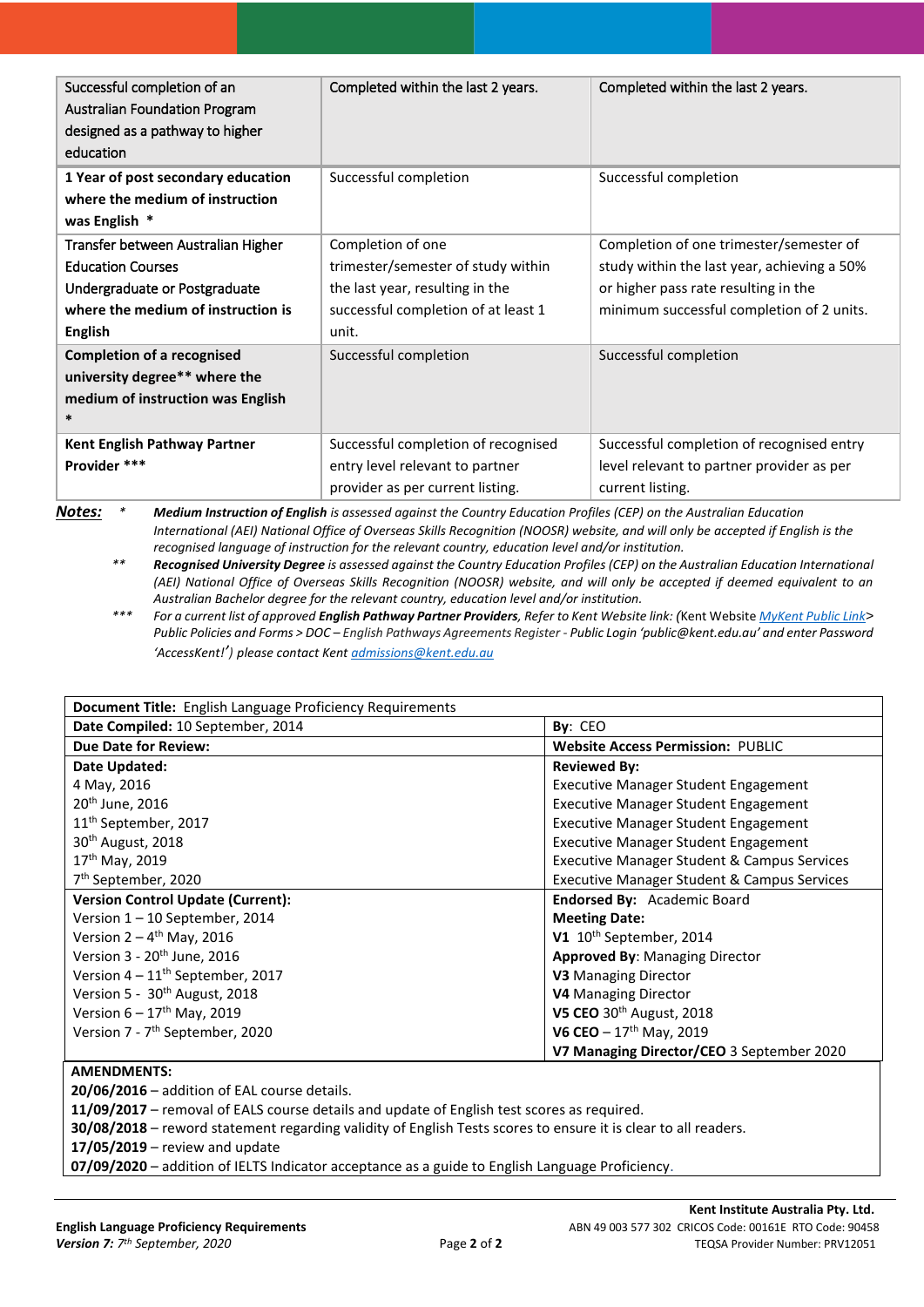| | | |
|---|---|---|
| Successful completion of an Australian Foundation Program designed as a pathway to higher education | Completed within the last 2 years. | Completed within the last 2 years. |
| **1 Year of post secondary education where the medium of instruction was English \*** | Successful completion | Successful completion |
| Transfer between Australian Higher Education Courses Undergraduate or Postgraduate **where the medium of instruction is English** | Completion of one trimester/semester of study within the last year, resulting in the successful completion of at least 1 unit. | Completion of one trimester/semester of study within the last year, achieving a 50% or higher pass rate resulting in the minimum successful completion of 2 units. |
| **Completion of a recognised university degree\*\* where the medium of instruction was English \*** | Successful completion | Successful completion |
| **Kent English Pathway Partner Provider \*\*\*** | Successful completion of recognised entry level relevant to partner provider as per current listing. | Successful completion of recognised entry level relevant to partner provider as per current listing. |

***Notes:***

\* *__Medium Instruction of English__ is assessed against the Country Education Profiles (CEP) on the Australian Education International (AEI) National Office of Overseas Skills Recognition (NOOSR) website, and will only be accepted if English is the recognised language of instruction for the relevant country, education level and/or institution.*

\*\* *__Recognised University Degree__ is assessed against the Country Education Profiles (CEP) on the Australian Education International (AEI) National Office of Overseas Skills Recognition (NOOSR) website, and will only be accepted if deemed equivalent to an Australian Bachelor degree for the relevant country, education level and/or institution.*

\*\*\* *For a current list of approved __English Pathway Partner Providers__, Refer to Kent Website link: (*Kent Website *MyKent Public Link> Public Policies and Forms > DOC – English Pathways Agreements Register - Public Login 'public@kent.edu.au' and enter Password 'AccessKent!') please contact Kent admissions@kent.edu.au*

| | |
|---|---|
| **Document Title:** English Language Proficiency Requirements | |
| **Date Compiled:** 10 September, 2014 | **By**: CEO |
| **Due Date for Review:** | **Website Access Permission:** PUBLIC |
| **Date Updated:**<br>4 May, 2016<br>20th June, 2016<br>11th September, 2017<br>30th August, 2018<br>17th May, 2019<br>7th September, 2020 | **Reviewed By:**<br>Executive Manager Student Engagement<br>Executive Manager Student Engagement<br>Executive Manager Student Engagement<br>Executive Manager Student Engagement<br>Executive Manager Student & Campus Services<br>Executive Manager Student & Campus Services |
| **Version Control Update (Current):**<br>Version 1 – 10 September, 2014<br>Version 2 – 4th May, 2016<br>Version 3 - 20th June, 2016<br>Version 4 – 11th September, 2017<br>Version 5 - 30th August, 2018<br>Version 6 – 17th May, 2019<br>Version 7 - 7th September, 2020 | **Endorsed By:** Academic Board<br>**Meeting Date:**<br>**V1** 10th September, 2014<br>**Approved By**: Managing Director<br>**V3** Managing Director<br>**V4** Managing Director<br>**V5 CEO** 30th August, 2018<br>**V6 CEO** – 17th May, 2019<br>**V7 Managing Director/CEO** 3 September 2020 |

**AMENDMENTS:**

**20/06/2016** – addition of EAL course details.
**11/09/2017** – removal of EALS course details and update of English test scores as required.
**30/08/2018** – reword statement regarding validity of English Tests scores to ensure it is clear to all readers.
**17/05/2019** – review and update
**07/09/2020** – addition of IELTS Indicator acceptance as a guide to English Language Proficiency.